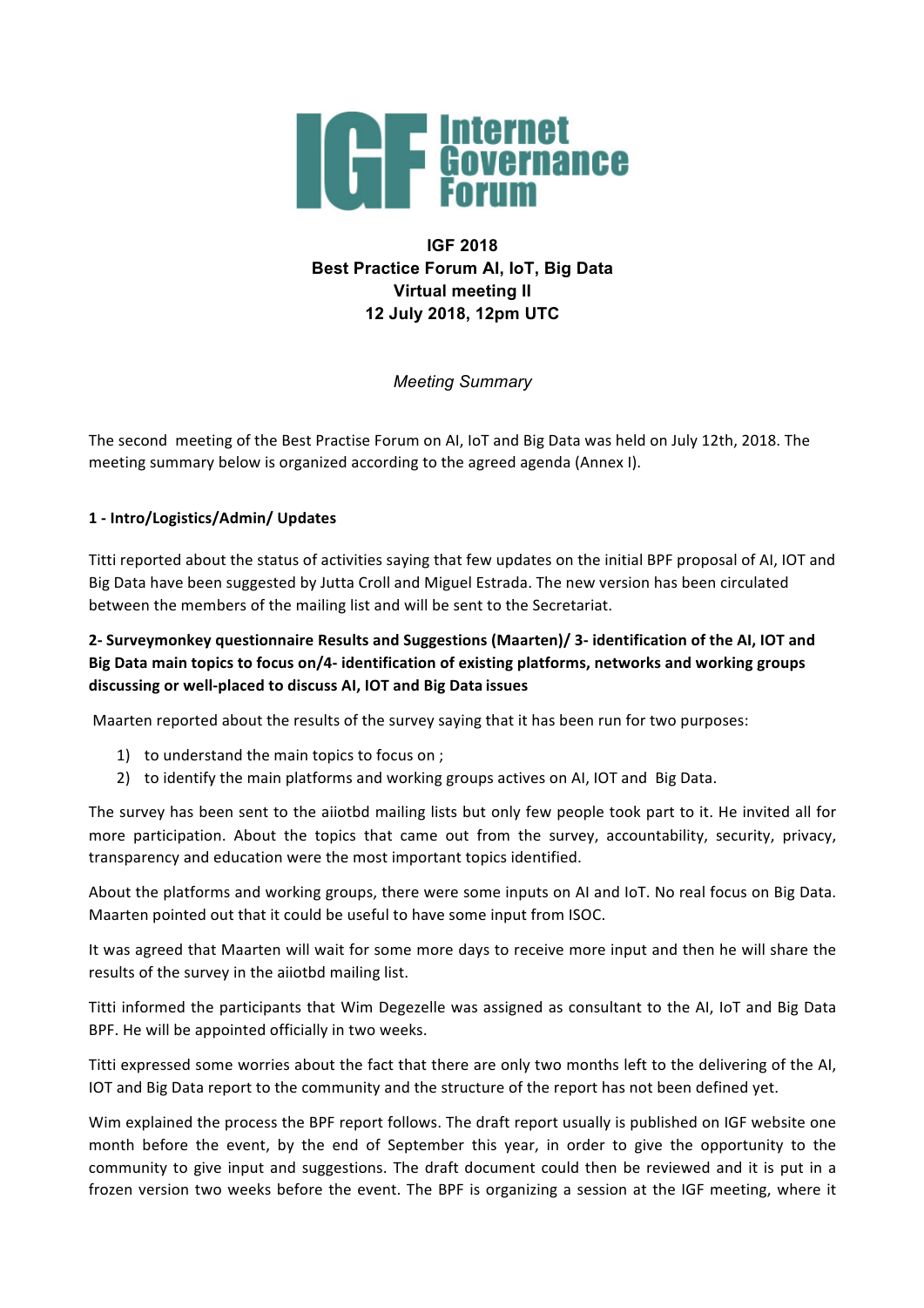Internet Governance Forum

**IGF 2018**
**Best Practice Forum AI, IoT, Big Data**
**Virtual meeting II**
**12 July 2018, 12pm UTC**

*Meeting Summary*

The second meeting of the Best Practise Forum on AI, IoT and Big Data was held on July 12th, 2018. The meeting summary below is organized according to the agreed agenda (Annex I).

**1 - Intro/Logistics/Admin/ Updates**

Titti reported about the status of activities saying that few updates on the initial BPF proposal of AI, IOT and Big Data have been suggested by Jutta Croll and Miguel Estrada. The new version has been circulated between the members of the mailing list and will be sent to the Secretariat.

**2- Surveymonkey questionnaire Results and Suggestions (Maarten)/ 3- identification of the AI, IOT and Big Data main topics to focus on/4- identification of existing platforms, networks and working groups discussing or well-placed to discuss AI, IOT and Big Data issues**

Maarten reported about the results of the survey saying that it has been run for two purposes:

1) to understand the main topics to focus on ;
2) to identify the main platforms and working groups actives on AI, IOT and Big Data.

The survey has been sent to the aiiotbd mailing lists but only few people took part to it. He invited all for more participation. About the topics that came out from the survey, accountability, security, privacy, transparency and education were the most important topics identified.

About the platforms and working groups, there were some inputs on AI and IoT. No real focus on Big Data. Maarten pointed out that it could be useful to have some input from ISOC.

It was agreed that Maarten will wait for some more days to receive more input and then he will share the results of the survey in the aiiotbd mailing list.

Titti informed the participants that Wim Degezelle was assigned as consultant to the AI, IoT and Big Data BPF. He will be appointed officially in two weeks.

Titti expressed some worries about the fact that there are only two months left to the delivering of the AI, IOT and Big Data report to the community and the structure of the report has not been defined yet.

Wim explained the process the BPF report follows. The draft report usually is published on IGF website one month before the event, by the end of September this year, in order to give the opportunity to the community to give input and suggestions. The draft document could then be reviewed and it is put in a frozen version two weeks before the event. The BPF is organizing a session at the IGF meeting, where it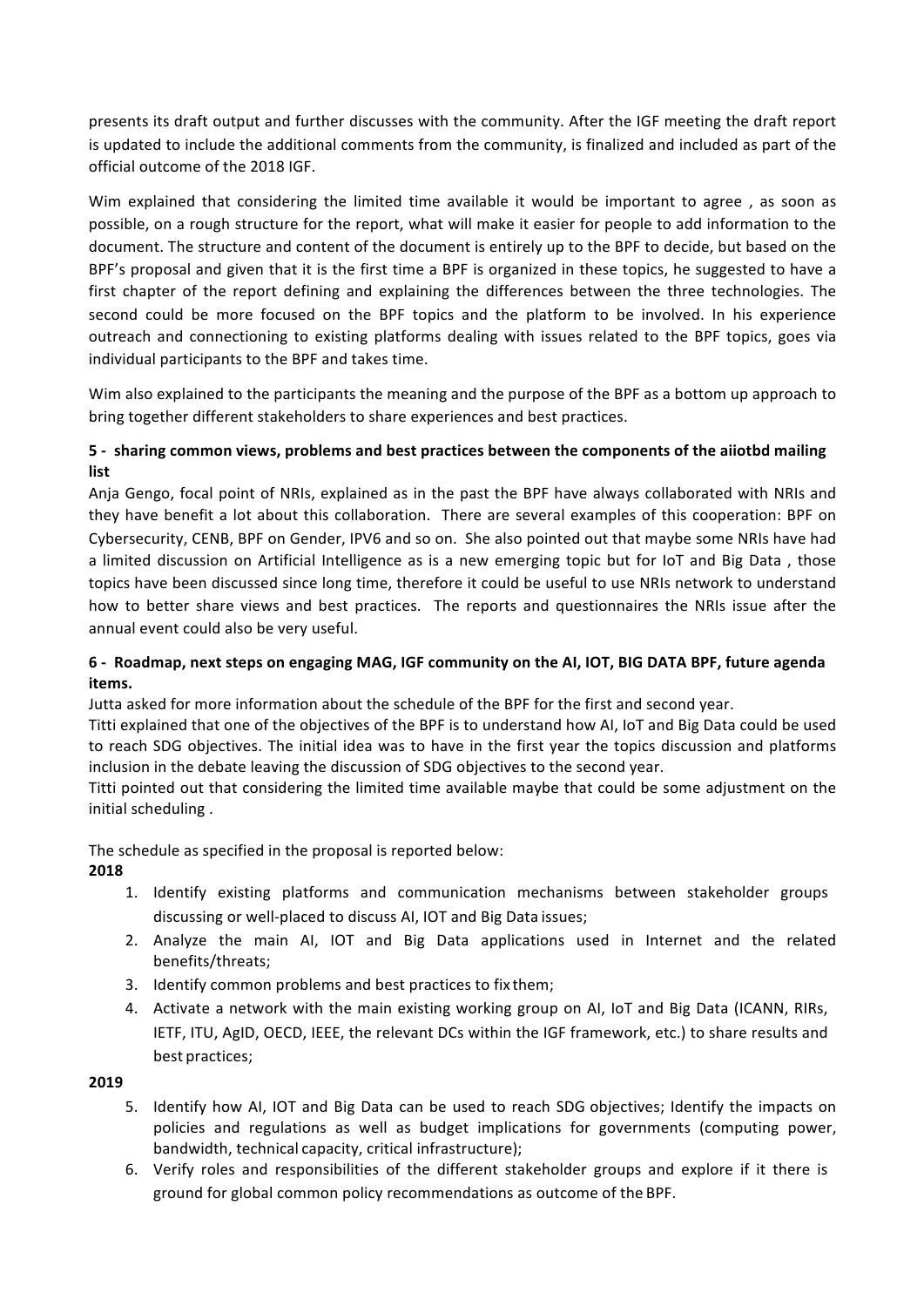presents its draft output and further discusses with the community. After the IGF meeting the draft report is updated to include the additional comments from the community, is finalized and included as part of the official outcome of the 2018 IGF.

Wim explained that considering the limited time available it would be important to agree , as soon as possible, on a rough structure for the report, what will make it easier for people to add information to the document. The structure and content of the document is entirely up to the BPF to decide, but based on the BPF's proposal and given that it is the first time a BPF is organized in these topics, he suggested to have a first chapter of the report defining and explaining the differences between the three technologies. The second could be more focused on the BPF topics and the platform to be involved. In his experience outreach and connectioning to existing platforms dealing with issues related to the BPF topics, goes via individual participants to the BPF and takes time.

Wim also explained to the participants the meaning and the purpose of the BPF as a bottom up approach to bring together different stakeholders to share experiences and best practices.

**5 - sharing common views, problems and best practices between the components of the aiiotbd mailing list**

Anja Gengo, focal point of NRIs, explained as in the past the BPF have always collaborated with NRIs and they have benefit a lot about this collaboration. There are several examples of this cooperation: BPF on Cybersecurity, CENB, BPF on Gender, IPV6 and so on. She also pointed out that maybe some NRIs have had a limited discussion on Artificial Intelligence as is a new emerging topic but for IoT and Big Data , those topics have been discussed since long time, therefore it could be useful to use NRIs network to understand how to better share views and best practices. The reports and questionnaires the NRIs issue after the annual event could also be very useful.

**6 - Roadmap, next steps on engaging MAG, IGF community on the AI, IOT, BIG DATA BPF, future agenda items.**

Jutta asked for more information about the schedule of the BPF for the first and second year.

Titti explained that one of the objectives of the BPF is to understand how AI, IoT and Big Data could be used to reach SDG objectives. The initial idea was to have in the first year the topics discussion and platforms inclusion in the debate leaving the discussion of SDG objectives to the second year.

Titti pointed out that considering the limited time available maybe that could be some adjustment on the initial scheduling .

The schedule as specified in the proposal is reported below:

**2018**

1. Identify existing platforms and communication mechanisms between stakeholder groups discussing or well-placed to discuss AI, IOT and Big Data issues;
2. Analyze the main AI, IOT and Big Data applications used in Internet and the related benefits/threats;
3. Identify common problems and best practices to fix them;
4. Activate a network with the main existing working group on AI, IoT and Big Data (ICANN, RIRs, IETF, ITU, AgID, OECD, IEEE, the relevant DCs within the IGF framework, etc.) to share results and best practices;

**2019**

5. Identify how AI, IOT and Big Data can be used to reach SDG objectives; Identify the impacts on policies and regulations as well as budget implications for governments (computing power, bandwidth, technical capacity, critical infrastructure);
6. Verify roles and responsibilities of the different stakeholder groups and explore if it there is ground for global common policy recommendations as outcome of the BPF.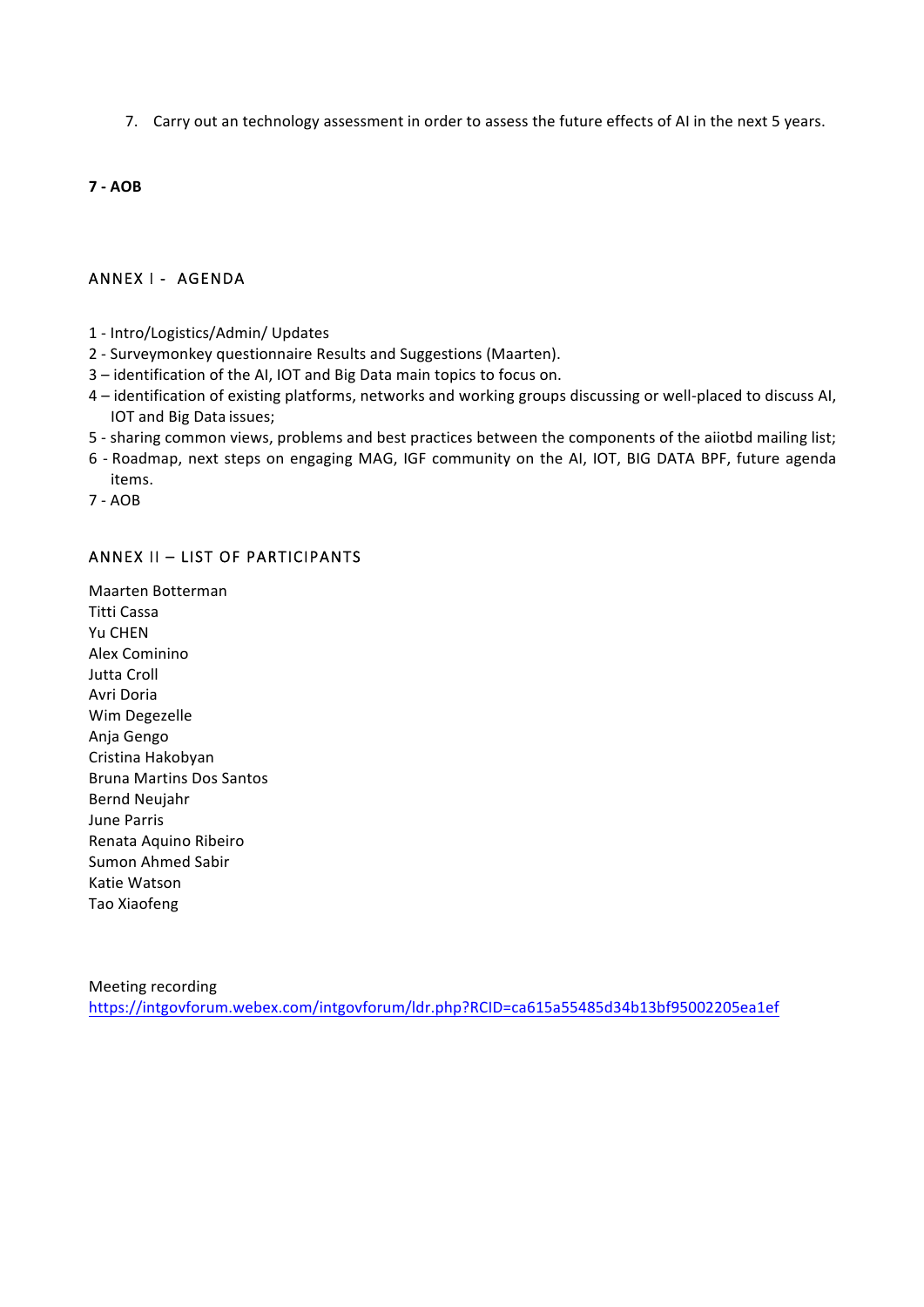7. Carry out an technology assessment in order to assess the future effects of AI in the next 5 years.

**7 - AOB**

## ANNEX I - AGENDA

1 - Intro/Logistics/Admin/ Updates
2 - Surveymonkey questionnaire Results and Suggestions (Maarten).
3 – identification of the AI, IOT and Big Data main topics to focus on.
4 – identification of existing platforms, networks and working groups discussing or well-placed to discuss AI, IOT and Big Data issues;
5 - sharing common views, problems and best practices between the components of the aiiotbd mailing list;
6 - Roadmap, next steps on engaging MAG, IGF community on the AI, IOT, BIG DATA BPF, future agenda items.
7 - AOB

## ANNEX II – LIST OF PARTICIPANTS

Maarten Botterman
Titti Cassa
Yu CHEN
Alex Cominino
Jutta Croll
Avri Doria
Wim Degezelle
Anja Gengo
Cristina Hakobyan
Bruna Martins Dos Santos
Bernd Neujahr
June Parris
Renata Aquino Ribeiro
Sumon Ahmed Sabir
Katie Watson
Tao Xiaofeng

Meeting recording
https://intgovforum.webex.com/intgovforum/ldr.php?RCID=ca615a55485d34b13bf95002205ea1ef